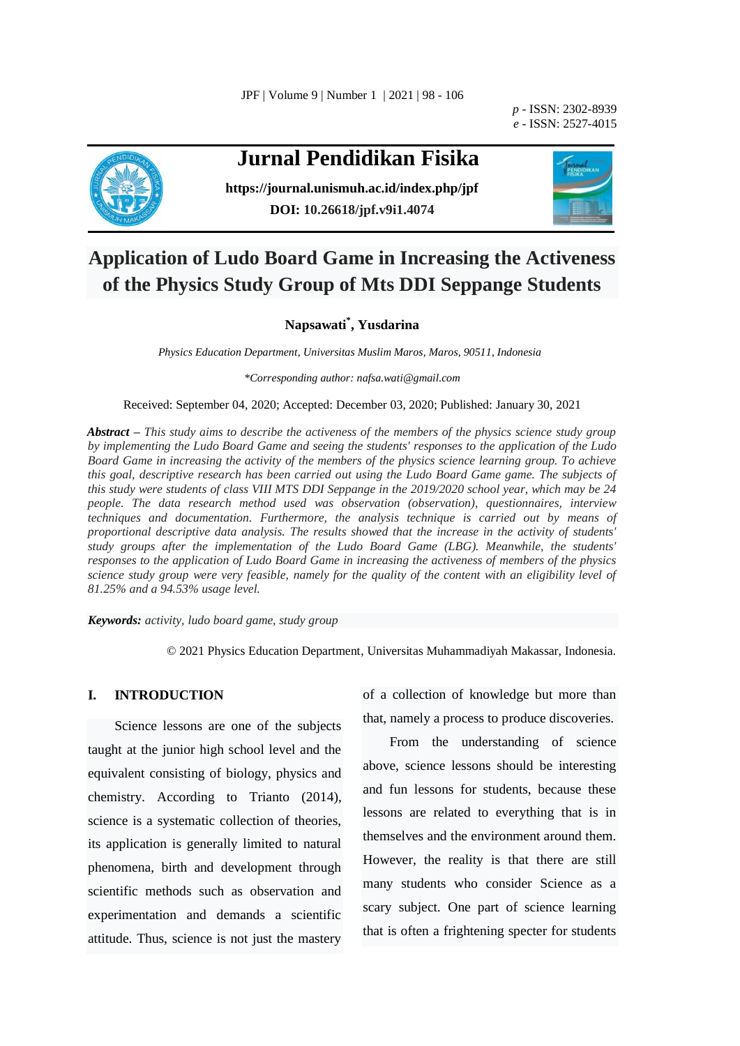p - ISSN: 2302-8939
e - ISSN: 2527-4015

# Jurnal Pendidikan Fisika

**https://journal.unismuh.ac.id/index.php/jpf**

**DOI: 10.26618/jpf.v9i1.4074**

# Application of Ludo Board Game in Increasing the Activeness of the Physics Study Group of Mts DDI Seppange Students

**Napsawati*, Yusdarina**

*Physics Education Department, Universitas Muslim Maros, Maros, 90511, Indonesia*

*\*Corresponding author: nafsa.wati@gmail.com*

Received: September 04, 2020; Accepted: December 03, 2020; Published: January 30, 2021

***Abstract*** *– This study aims to describe the activeness of the members of the physics science study group by implementing the Ludo Board Game and seeing the students' responses to the application of the Ludo Board Game in increasing the activity of the members of the physics science learning group. To achieve this goal, descriptive research has been carried out using the Ludo Board Game game. The subjects of this study were students of class VIII MTS DDI Seppange in the 2019/2020 school year, which may be 24 people. The data research method used was observation (observation), questionnaires, interview techniques and documentation. Furthermore, the analysis technique is carried out by means of proportional descriptive data analysis. The results showed that the increase in the activity of students' study groups after the implementation of the Ludo Board Game (LBG). Meanwhile, the students' responses to the application of Ludo Board Game in increasing the activeness of members of the physics science study group were very feasible, namely for the quality of the content with an eligibility level of 81.25% and a 94.53% usage level.*

***Keywords:*** *activity, ludo board game, study group*

© 2021 Physics Education Department, Universitas Muhammadiyah Makassar, Indonesia.

## I. INTRODUCTION

Science lessons are one of the subjects taught at the junior high school level and the equivalent consisting of biology, physics and chemistry. According to Trianto (2014), science is a systematic collection of theories, its application is generally limited to natural phenomena, birth and development through scientific methods such as observation and experimentation and demands a scientific attitude. Thus, science is not just the mastery of a collection of knowledge but more than that, namely a process to produce discoveries.

From the understanding of science above, science lessons should be interesting and fun lessons for students, because these lessons are related to everything that is in themselves and the environment around them. However, the reality is that there are still many students who consider Science as a scary subject. One part of science learning that is often a frightening specter for students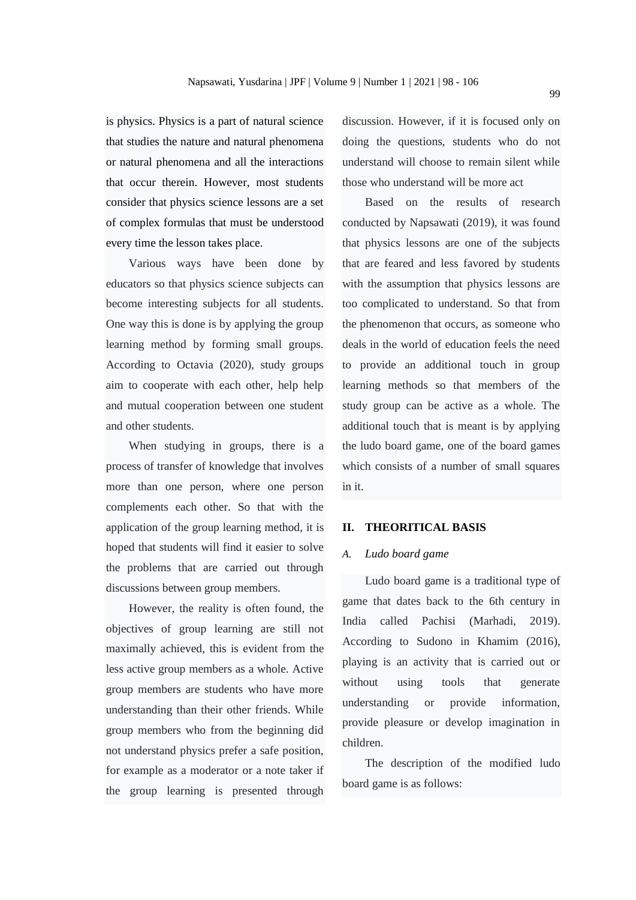is physics. Physics is a part of natural science that studies the nature and natural phenomena or natural phenomena and all the interactions that occur therein. However, most students consider that physics science lessons are a set of complex formulas that must be understood every time the lesson takes place.

Various ways have been done by educators so that physics science subjects can become interesting subjects for all students. One way this is done is by applying the group learning method by forming small groups. According to Octavia (2020), study groups aim to cooperate with each other, help help and mutual cooperation between one student and other students.

When studying in groups, there is a process of transfer of knowledge that involves more than one person, where one person complements each other. So that with the application of the group learning method, it is hoped that students will find it easier to solve the problems that are carried out through discussions between group members.

However, the reality is often found, the objectives of group learning are still not maximally achieved, this is evident from the less active group members as a whole. Active group members are students who have more understanding than their other friends. While group members who from the beginning did not understand physics prefer a safe position, for example as a moderator or a note taker if the group learning is presented through discussion. However, if it is focused only on doing the questions, students who do not understand will choose to remain silent while those who understand will be more act

Based on the results of research conducted by Napsawati (2019), it was found that physics lessons are one of the subjects that are feared and less favored by students with the assumption that physics lessons are too complicated to understand. So that from the phenomenon that occurs, as someone who deals in the world of education feels the need to provide an additional touch in group learning methods so that members of the study group can be active as a whole. The additional touch that is meant is by applying the ludo board game, one of the board games which consists of a number of small squares in it.

## II. THEORITICAL BASIS

### *A. Ludo board game*

Ludo board game is a traditional type of game that dates back to the 6th century in India called Pachisi (Marhadi, 2019). According to Sudono in Khamim (2016), playing is an activity that is carried out or without using tools that generate understanding or provide information, provide pleasure or develop imagination in children.

The description of the modified ludo board game is as follows: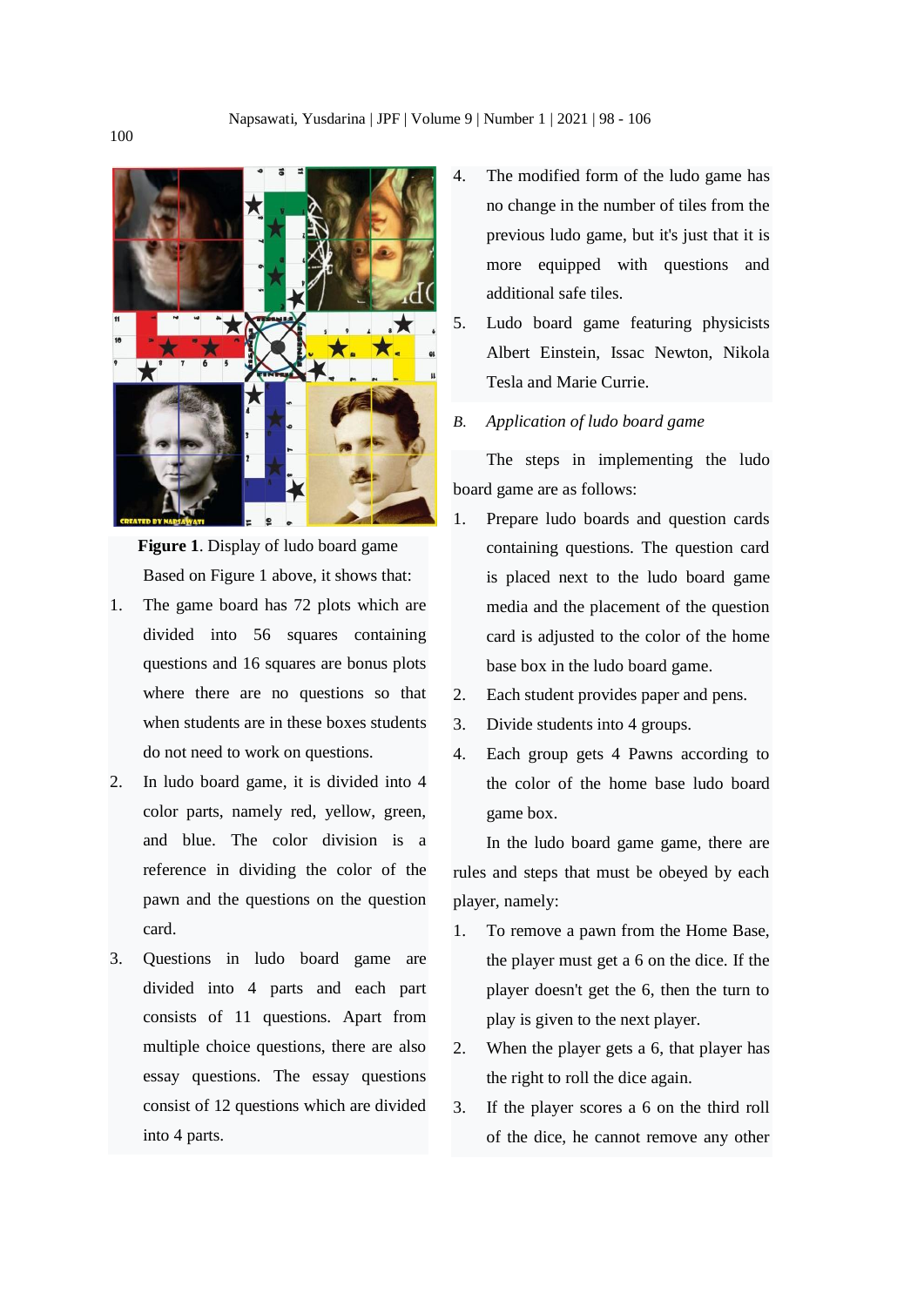**Figure 1**. Display of ludo board game

Based on Figure 1 above, it shows that:

1. The game board has 72 plots which are divided into 56 squares containing questions and 16 squares are bonus plots where there are no questions so that when students are in these boxes students do not need to work on questions.
2. In ludo board game, it is divided into 4 color parts, namely red, yellow, green, and blue. The color division is a reference in dividing the color of the pawn and the questions on the question card.
3. Questions in ludo board game are divided into 4 parts and each part consists of 11 questions. Apart from multiple choice questions, there are also essay questions. The essay questions consist of 12 questions which are divided into 4 parts.
4. The modified form of the ludo game has no change in the number of tiles from the previous ludo game, but it's just that it is more equipped with questions and additional safe tiles.
5. Ludo board game featuring physicists Albert Einstein, Issac Newton, Nikola Tesla and Marie Currie.

*B. Application of ludo board game*

The steps in implementing the ludo board game are as follows:

1. Prepare ludo boards and question cards containing questions. The question card is placed next to the ludo board game media and the placement of the question card is adjusted to the color of the home base box in the ludo board game.
2. Each student provides paper and pens.
3. Divide students into 4 groups.
4. Each group gets 4 Pawns according to the color of the home base ludo board game box.

In the ludo board game game, there are rules and steps that must be obeyed by each player, namely:

1. To remove a pawn from the Home Base, the player must get a 6 on the dice. If the player doesn't get the 6, then the turn to play is given to the next player.
2. When the player gets a 6, that player has the right to roll the dice again.
3. If the player scores a 6 on the third roll of the dice, he cannot remove any other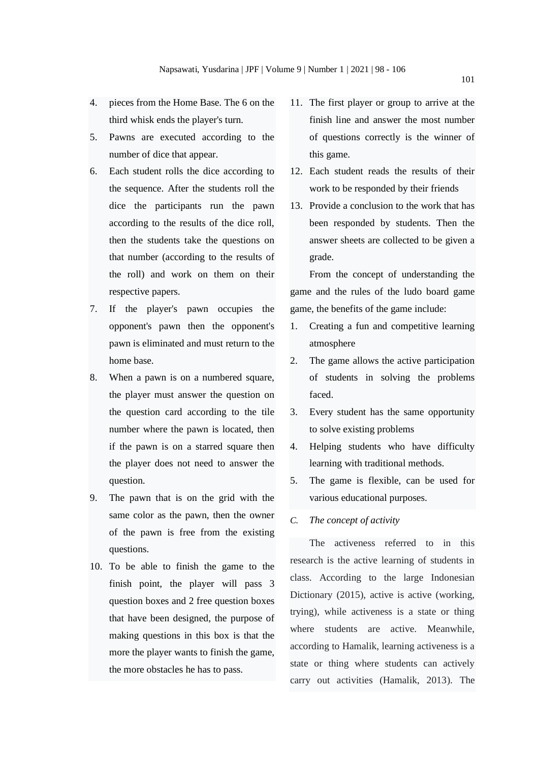4. pieces from the Home Base. The 6 on the third whisk ends the player's turn.
5. Pawns are executed according to the number of dice that appear.
6. Each student rolls the dice according to the sequence. After the students roll the dice the participants run the pawn according to the results of the dice roll, then the students take the questions on that number (according to the results of the roll) and work on them on their respective papers.
7. If the player's pawn occupies the opponent's pawn then the opponent's pawn is eliminated and must return to the home base.
8. When a pawn is on a numbered square, the player must answer the question on the question card according to the tile number where the pawn is located, then if the pawn is on a starred square then the player does not need to answer the question.
9. The pawn that is on the grid with the same color as the pawn, then the owner of the pawn is free from the existing questions.
10. To be able to finish the game to the finish point, the player will pass 3 question boxes and 2 free question boxes that have been designed, the purpose of making questions in this box is that the more the player wants to finish the game, the more obstacles he has to pass.
11. The first player or group to arrive at the finish line and answer the most number of questions correctly is the winner of this game.
12. Each student reads the results of their work to be responded by their friends
13. Provide a conclusion to the work that has been responded by students. Then the answer sheets are collected to be given a grade.

From the concept of understanding the game and the rules of the ludo board game game, the benefits of the game include:

1. Creating a fun and competitive learning atmosphere
2. The game allows the active participation of students in solving the problems faced.
3. Every student has the same opportunity to solve existing problems
4. Helping students who have difficulty learning with traditional methods.
5. The game is flexible, can be used for various educational purposes.

### *C. The concept of activity*

The activeness referred to in this research is the active learning of students in class. According to the large Indonesian Dictionary (2015), active is active (working, trying), while activeness is a state or thing where students are active. Meanwhile, according to Hamalik, learning activeness is a state or thing where students can actively carry out activities (Hamalik, 2013). The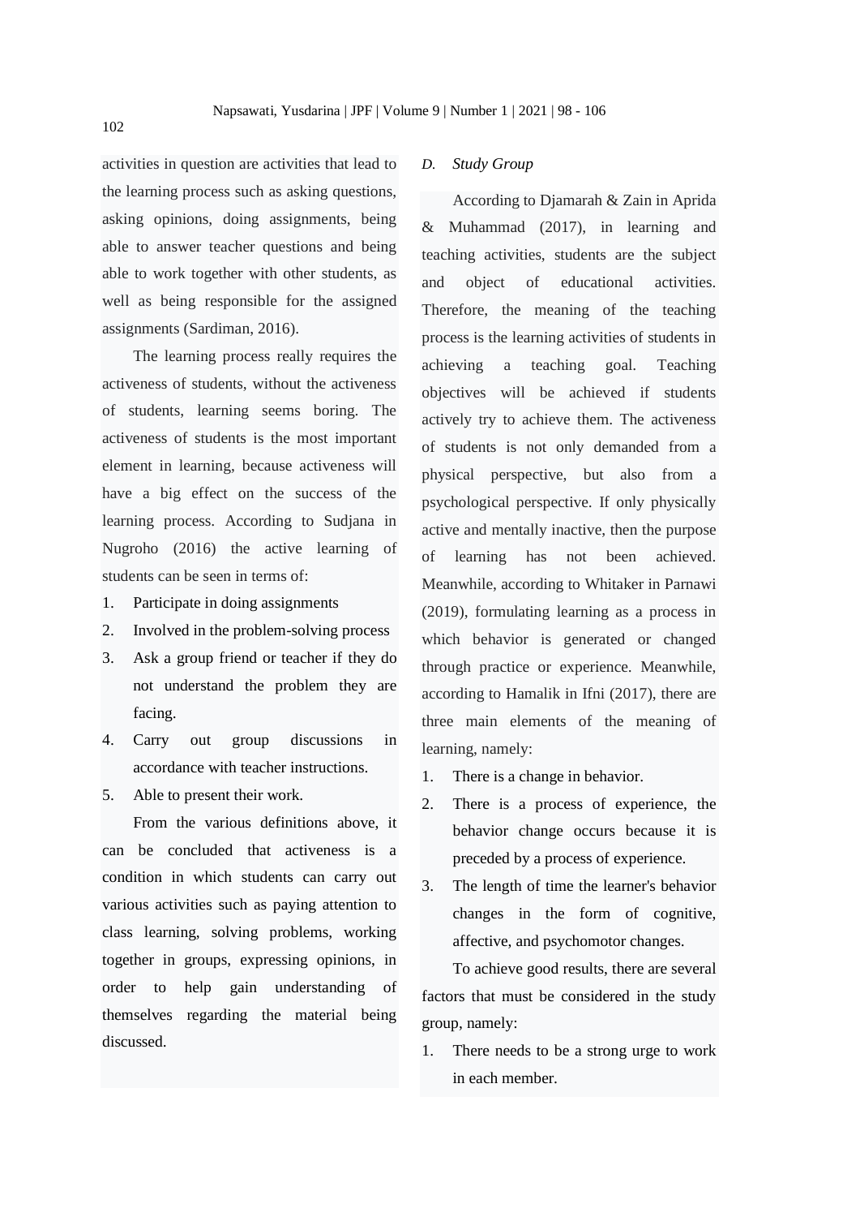activities in question are activities that lead to the learning process such as asking questions, asking opinions, doing assignments, being able to answer teacher questions and being able to work together with other students, as well as being responsible for the assigned assignments (Sardiman, 2016).

The learning process really requires the activeness of students, without the activeness of students, learning seems boring. The activeness of students is the most important element in learning, because activeness will have a big effect on the success of the learning process. According to Sudjana in Nugroho (2016) the active learning of students can be seen in terms of:

1. Participate in doing assignments
2. Involved in the problem-solving process
3. Ask a group friend or teacher if they do not understand the problem they are facing.
4. Carry out group discussions in accordance with teacher instructions.
5. Able to present their work.

From the various definitions above, it can be concluded that activeness is a condition in which students can carry out various activities such as paying attention to class learning, solving problems, working together in groups, expressing opinions, in order to help gain understanding of themselves regarding the material being discussed.

### *D. Study Group*

According to Djamarah & Zain in Aprida & Muhammad (2017), in learning and teaching activities, students are the subject and object of educational activities. Therefore, the meaning of the teaching process is the learning activities of students in achieving a teaching goal. Teaching objectives will be achieved if students actively try to achieve them. The activeness of students is not only demanded from a physical perspective, but also from a psychological perspective. If only physically active and mentally inactive, then the purpose of learning has not been achieved. Meanwhile, according to Whitaker in Parnawi (2019), formulating learning as a process in which behavior is generated or changed through practice or experience. Meanwhile, according to Hamalik in Ifni (2017), there are three main elements of the meaning of learning, namely:

1. There is a change in behavior.
2. There is a process of experience, the behavior change occurs because it is preceded by a process of experience.
3. The length of time the learner's behavior changes in the form of cognitive, affective, and psychomotor changes.

To achieve good results, there are several factors that must be considered in the study group, namely:

1. There needs to be a strong urge to work in each member.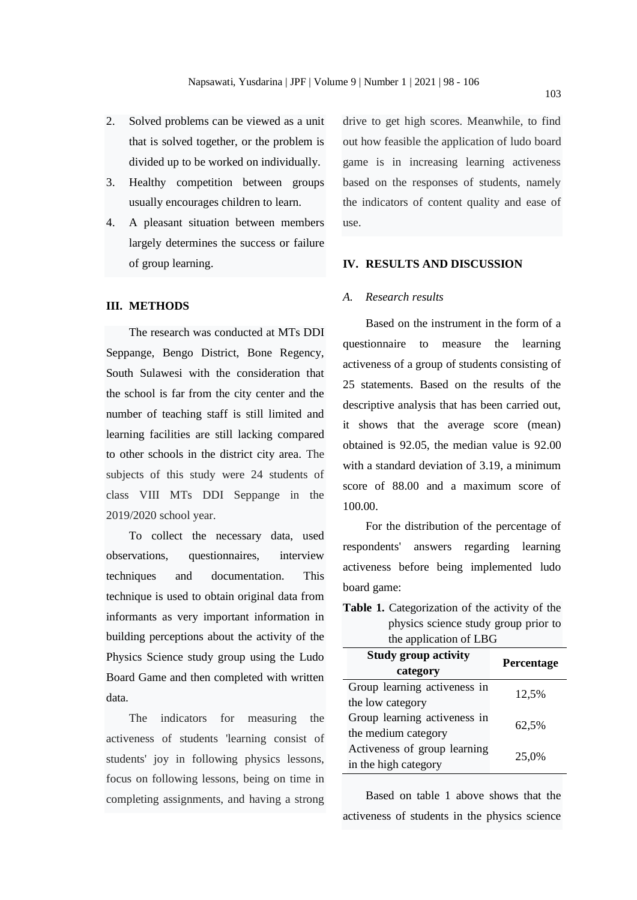2. Solved problems can be viewed as a unit that is solved together, or the problem is divided up to be worked on individually.
3. Healthy competition between groups usually encourages children to learn.
4. A pleasant situation between members largely determines the success or failure of group learning.

## III. METHODS

The research was conducted at MTs DDI Seppange, Bengo District, Bone Regency, South Sulawesi with the consideration that the school is far from the city center and the number of teaching staff is still limited and learning facilities are still lacking compared to other schools in the district city area. The subjects of this study were 24 students of class VIII MTs DDI Seppange in the 2019/2020 school year.

To collect the necessary data, used observations, questionnaires, interview techniques and documentation. This technique is used to obtain original data from informants as very important information in building perceptions about the activity of the Physics Science study group using the Ludo Board Game and then completed with written data.

The indicators for measuring the activeness of students 'learning consist of students' joy in following physics lessons, focus on following lessons, being on time in completing assignments, and having a strong drive to get high scores. Meanwhile, to find out how feasible the application of ludo board game is in increasing learning activeness based on the responses of students, namely the indicators of content quality and ease of use.

## IV. RESULTS AND DISCUSSION

### *A. Research results*

Based on the instrument in the form of a questionnaire to measure the learning activeness of a group of students consisting of 25 statements. Based on the results of the descriptive analysis that has been carried out, it shows that the average score (mean) obtained is 92.05, the median value is 92.00 with a standard deviation of 3.19, a minimum score of 88.00 and a maximum score of 100.00.

For the distribution of the percentage of respondents' answers regarding learning activeness before being implemented ludo board game:

**Table 1.** Categorization of the activity of the physics science study group prior to the application of LBG

| Study group activity category | Percentage |
|---|---|
| Group learning activeness in the low category | 12,5% |
| Group learning activeness in the medium category | 62,5% |
| Activeness of group learning in the high category | 25,0% |

Based on table 1 above shows that the activeness of students in the physics science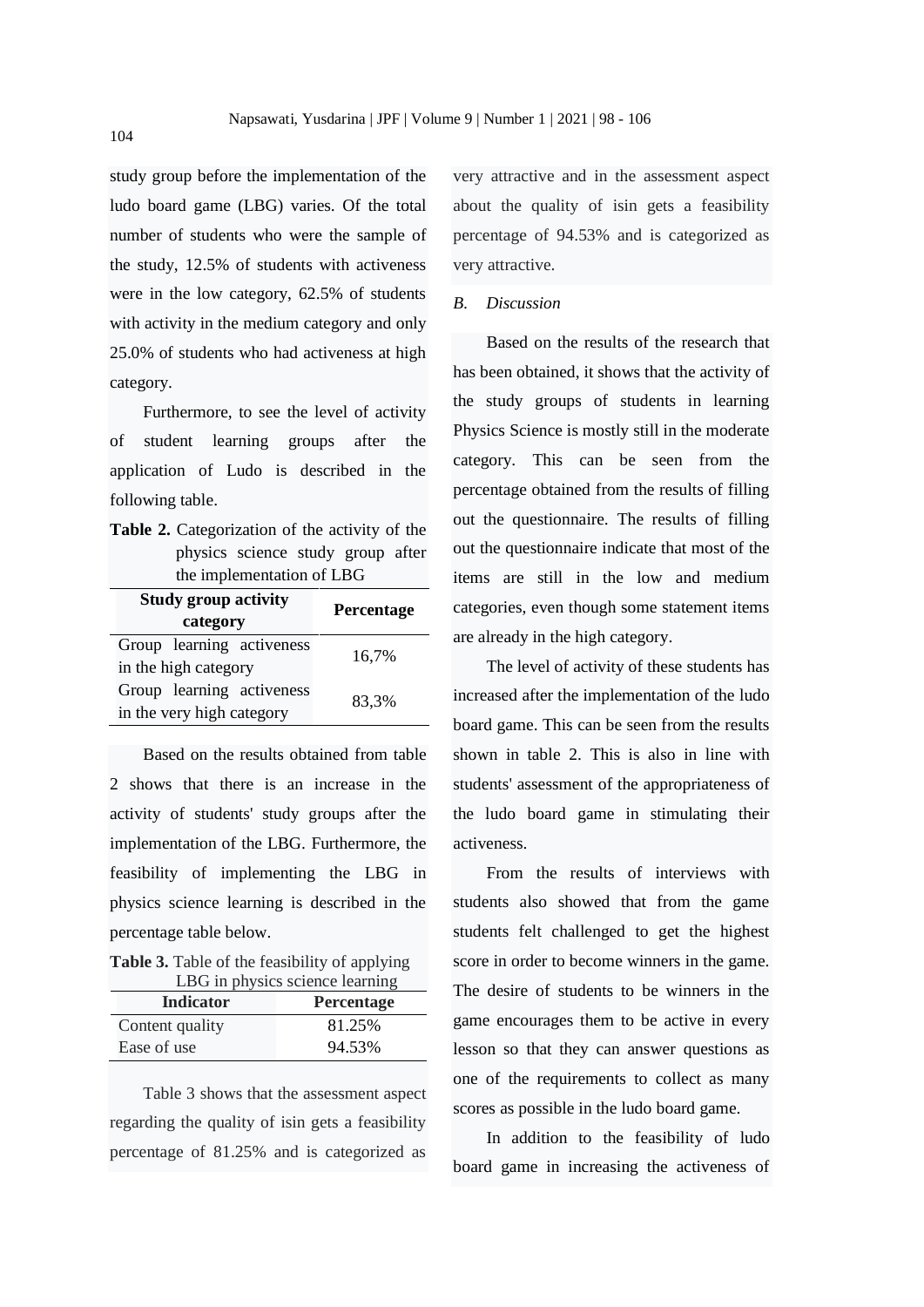study group before the implementation of the ludo board game (LBG) varies. Of the total number of students who were the sample of the study, 12.5% of students with activeness were in the low category, 62.5% of students with activity in the medium category and only 25.0% of students who had activeness at high category.

Furthermore, to see the level of activity of student learning groups after the application of Ludo is described in the following table.

**Table 2.** Categorization of the activity of the physics science study group after the implementation of LBG

| Study group activity category | Percentage |
|---|---|
| Group learning activeness in the high category | 16,7% |
| Group learning activeness in the very high category | 83,3% |

Based on the results obtained from table 2 shows that there is an increase in the activity of students' study groups after the implementation of the LBG. Furthermore, the feasibility of implementing the LBG in physics science learning is described in the percentage table below.

**Table 3.** Table of the feasibility of applying LBG in physics science learning

| Indicator | Percentage |
|---|---|
| Content quality | 81.25% |
| Ease of use | 94.53% |

Table 3 shows that the assessment aspect regarding the quality of isin gets a feasibility percentage of 81.25% and is categorized as very attractive and in the assessment aspect about the quality of isin gets a feasibility percentage of 94.53% and is categorized as very attractive.

### *B. Discussion*

Based on the results of the research that has been obtained, it shows that the activity of the study groups of students in learning Physics Science is mostly still in the moderate category. This can be seen from the percentage obtained from the results of filling out the questionnaire. The results of filling out the questionnaire indicate that most of the items are still in the low and medium categories, even though some statement items are already in the high category.

The level of activity of these students has increased after the implementation of the ludo board game. This can be seen from the results shown in table 2. This is also in line with students' assessment of the appropriateness of the ludo board game in stimulating their activeness.

From the results of interviews with students also showed that from the game students felt challenged to get the highest score in order to become winners in the game. The desire of students to be winners in the game encourages them to be active in every lesson so that they can answer questions as one of the requirements to collect as many scores as possible in the ludo board game.

In addition to the feasibility of ludo board game in increasing the activeness of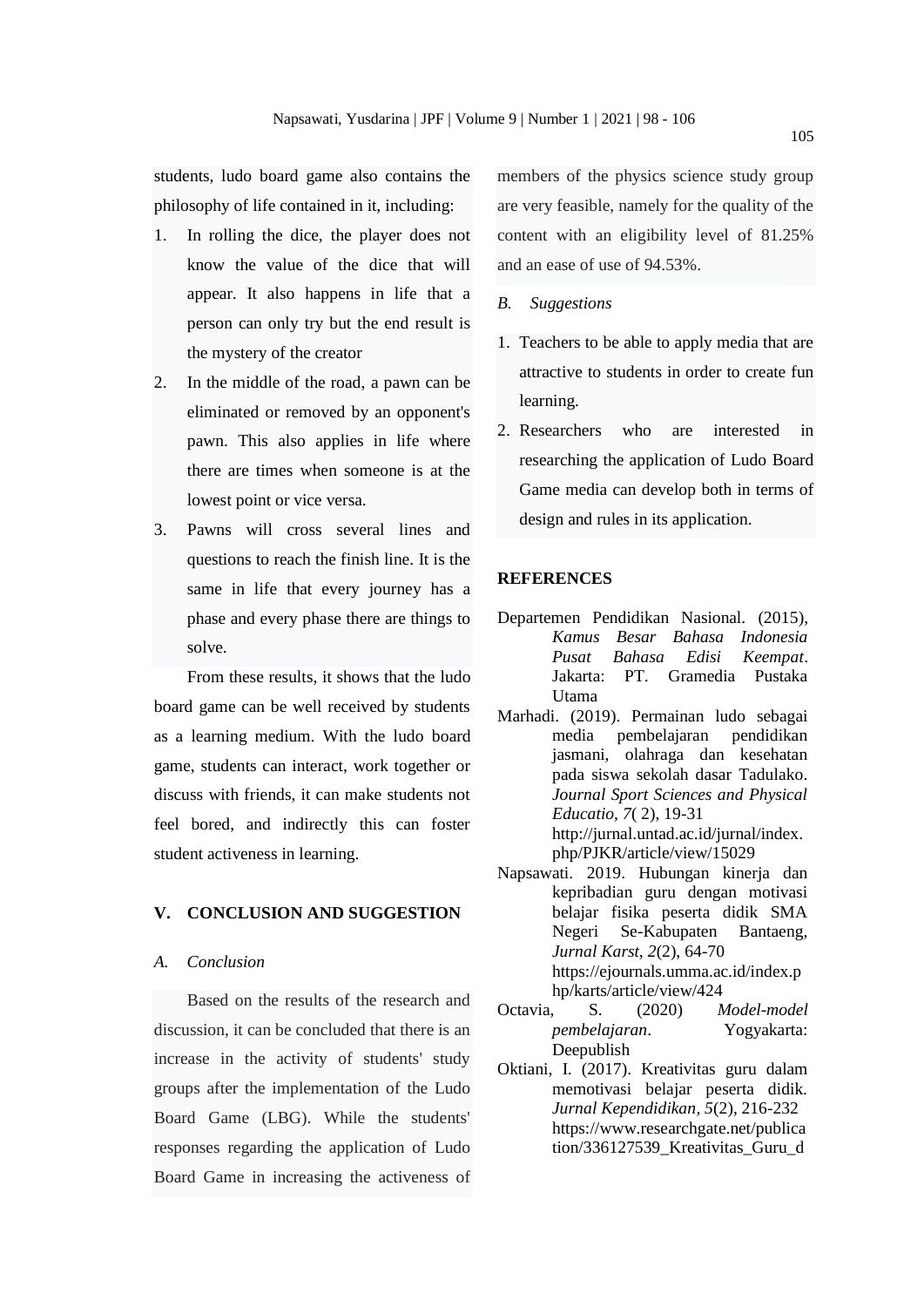students, ludo board game also contains the philosophy of life contained in it, including:

1. In rolling the dice, the player does not know the value of the dice that will appear. It also happens in life that a person can only try but the end result is the mystery of the creator
2. In the middle of the road, a pawn can be eliminated or removed by an opponent's pawn. This also applies in life where there are times when someone is at the lowest point or vice versa.
3. Pawns will cross several lines and questions to reach the finish line. It is the same in life that every journey has a phase and every phase there are things to solve.

From these results, it shows that the ludo board game can be well received by students as a learning medium. With the ludo board game, students can interact, work together or discuss with friends, it can make students not feel bored, and indirectly this can foster student activeness in learning.

## V. CONCLUSION AND SUGGESTION

### *A. Conclusion*

Based on the results of the research and discussion, it can be concluded that there is an increase in the activity of students' study groups after the implementation of the Ludo Board Game (LBG). While the students' responses regarding the application of Ludo Board Game in increasing the activeness of members of the physics science study group are very feasible, namely for the quality of the content with an eligibility level of 81.25% and an ease of use of 94.53%.

### *B. Suggestions*

1. Teachers to be able to apply media that are attractive to students in order to create fun learning.
2. Researchers who are interested in researching the application of Ludo Board Game media can develop both in terms of design and rules in its application.

## REFERENCES

Departemen Pendidikan Nasional. (2015), *Kamus Besar Bahasa Indonesia Pusat Bahasa Edisi Keempat*. Jakarta: PT. Gramedia Pustaka Utama

Marhadi. (2019). Permainan ludo sebagai media pembelajaran pendidikan jasmani, olahraga dan kesehatan pada siswa sekolah dasar Tadulako. *Journal Sport Sciences and Physical Educatio, 7*( 2), 19-31 http://jurnal.untad.ac.id/jurnal/index.php/PJKR/article/view/15029

Napsawati. 2019. Hubungan kinerja dan kepribadian guru dengan motivasi belajar fisika peserta didik SMA Negeri Se-Kabupaten Bantaeng, *Jurnal Karst, 2*(2), 64-70 https://ejournals.umma.ac.id/index.php/karts/article/view/424

Octavia, S. (2020) *Model-model pembelajaran*. Yogyakarta: Deepublish

Oktiani, I. (2017). Kreativitas guru dalam memotivasi belajar peserta didik. *Jurnal Kependidikan, 5*(2), 216-232 https://www.researchgate.net/publication/336127539_Kreativitas_Guru_d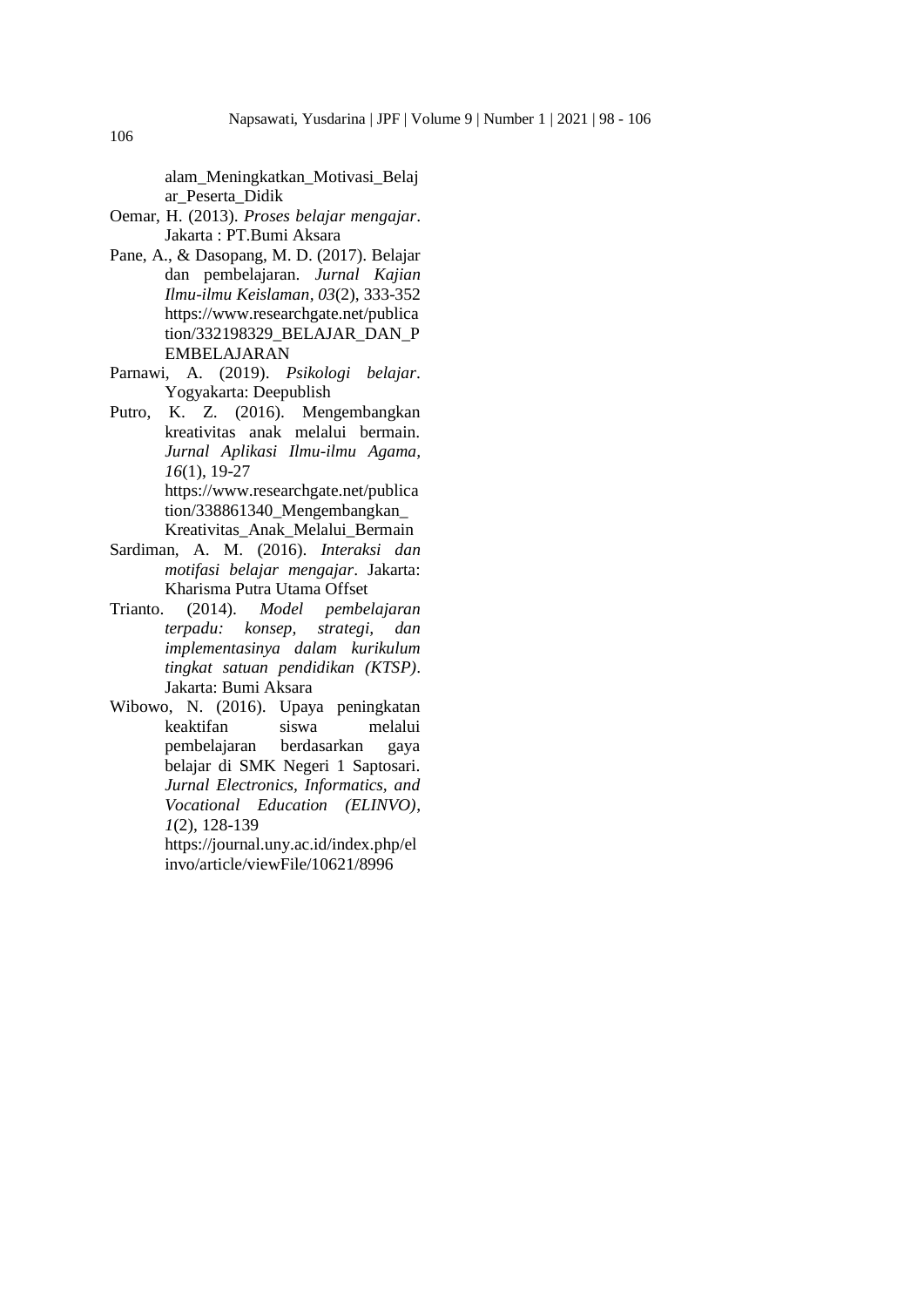alam_Meningkatkan_Motivasi_Belajar_Peserta_Didik

Oemar, H. (2013). *Proses belajar mengajar*. Jakarta : PT.Bumi Aksara

Pane, A., & Dasopang, M. D. (2017). Belajar dan pembelajaran. *Jurnal Kajian Ilmu-ilmu Keislaman*, *03*(2), 333-352 https://www.researchgate.net/publication/332198329_BELAJAR_DAN_PEMBELAJARAN

Parnawi, A. (2019). *Psikologi belajar*. Yogyakarta: Deepublish

Putro, K. Z. (2016). Mengembangkan kreativitas anak melalui bermain. *Jurnal Aplikasi Ilmu-ilmu Agama, 16*(1), 19-27 https://www.researchgate.net/publication/338861340_Mengembangkan_Kreativitas_Anak_Melalui_Bermain

Sardiman, A. M. (2016). *Interaksi dan motifasi belajar mengajar*. Jakarta: Kharisma Putra Utama Offset

Trianto. (2014). *Model pembelajaran terpadu: konsep, strategi, dan implementasinya dalam kurikulum tingkat satuan pendidikan (KTSP)*. Jakarta: Bumi Aksara

Wibowo, N. (2016). Upaya peningkatan keaktifan siswa melalui pembelajaran berdasarkan gaya belajar di SMK Negeri 1 Saptosari. *Jurnal Electronics, Informatics, and Vocational Education (ELINVO)*, *1*(2), 128-139 https://journal.uny.ac.id/index.php/elinvo/article/viewFile/10621/8996